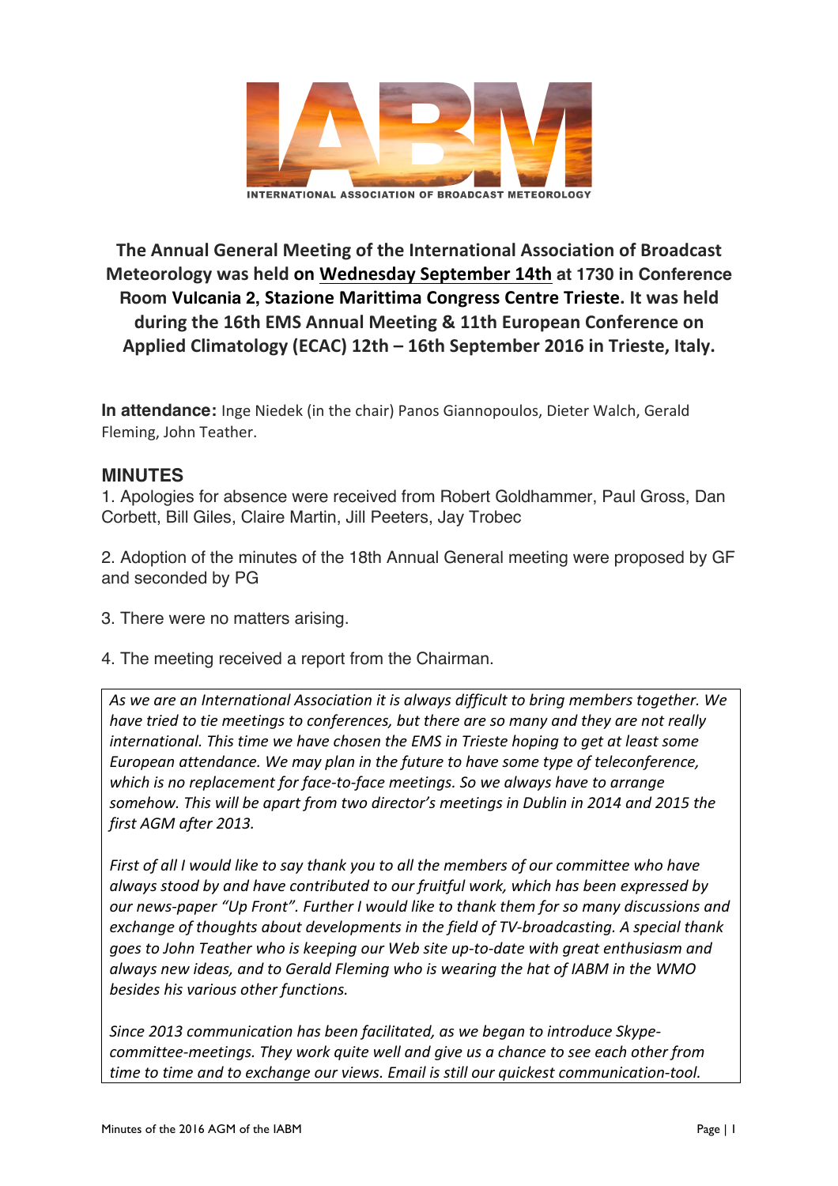IABM

INTERNATIONAL ASSOCIATION OF BROADCAST METEOROLOGY

## The Annual General Meeting of the International Association of Broadcast Meteorology was held on <u>Wednesday September 14th</u> at 1730 in Conference Room Vulcania 2, Stazione Marittima Congress Centre Trieste. It was held during the 16th EMS Annual Meeting & 11th European Conference on Applied Climatology (ECAC) 12th – 16th September 2016 in Trieste, Italy.

**In attendance:** Inge Niedek (in the chair) Panos Giannopoulos, Dieter Walch, Gerald Fleming, John Teather.

### MINUTES

1. Apologies for absence were received from Robert Goldhammer, Paul Gross, Dan Corbett, Bill Giles, Claire Martin, Jill Peeters, Jay Trobec

2. Adoption of the minutes of the 18th Annual General meeting were proposed by GF and seconded by PG

3. There were no matters arising.

4. The meeting received a report from the Chairman.

*As we are an International Association it is always difficult to bring members together. We have tried to tie meetings to conferences, but there are so many and they are not really international. This time we have chosen the EMS in Trieste hoping to get at least some European attendance. We may plan in the future to have some type of teleconference, which is no replacement for face-to-face meetings. So we always have to arrange somehow. This will be apart from two director's meetings in Dublin in 2014 and 2015 the first AGM after 2013.*

*First of all I would like to say thank you to all the members of our committee who have always stood by and have contributed to our fruitful work, which has been expressed by our news-paper "Up Front". Further I would like to thank them for so many discussions and exchange of thoughts about developments in the field of TV-broadcasting. A special thank goes to John Teather who is keeping our Web site up-to-date with great enthusiasm and always new ideas, and to Gerald Fleming who is wearing the hat of IABM in the WMO besides his various other functions.*

*Since 2013 communication has been facilitated, as we began to introduce Skype-committee-meetings. They work quite well and give us a chance to see each other from time to time and to exchange our views. Email is still our quickest communication-tool.*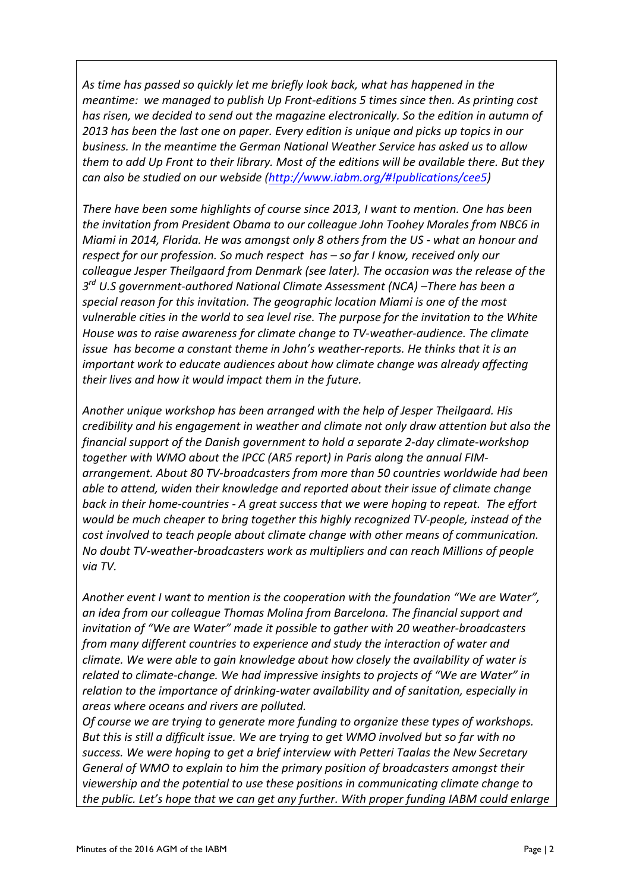*As time has passed so quickly let me briefly look back, what has happened in the meantime: we managed to publish Up Front-editions 5 times since then. As printing cost has risen, we decided to send out the magazine electronically. So the edition in autumn of 2013 has been the last one on paper. Every edition is unique and picks up topics in our business. In the meantime the German National Weather Service has asked us to allow them to add Up Front to their library. Most of the editions will be available there. But they can also be studied on our webside (http://www.iabm.org/#!publications/cee5)*

*There have been some highlights of course since 2013, I want to mention. One has been the invitation from President Obama to our colleague John Toohey Morales from NBC6 in Miami in 2014, Florida. He was amongst only 8 others from the US - what an honour and respect for our profession. So much respect has – so far I know, received only our colleague Jesper Theilgaard from Denmark (see later). The occasion was the release of the 3rd U.S government-authored National Climate Assessment (NCA) –There has been a special reason for this invitation. The geographic location Miami is one of the most vulnerable cities in the world to sea level rise. The purpose for the invitation to the White House was to raise awareness for climate change to TV-weather-audience. The climate issue has become a constant theme in John's weather-reports. He thinks that it is an important work to educate audiences about how climate change was already affecting their lives and how it would impact them in the future.*

*Another unique workshop has been arranged with the help of Jesper Theilgaard. His credibility and his engagement in weather and climate not only draw attention but also the financial support of the Danish government to hold a separate 2-day climate-workshop together with WMO about the IPCC (AR5 report) in Paris along the annual FIM-arrangement. About 80 TV-broadcasters from more than 50 countries worldwide had been able to attend, widen their knowledge and reported about their issue of climate change back in their home-countries - A great success that we were hoping to repeat. The effort would be much cheaper to bring together this highly recognized TV-people, instead of the cost involved to teach people about climate change with other means of communication. No doubt TV-weather-broadcasters work as multipliers and can reach Millions of people via TV.*

*Another event I want to mention is the cooperation with the foundation "We are Water", an idea from our colleague Thomas Molina from Barcelona. The financial support and invitation of "We are Water" made it possible to gather with 20 weather-broadcasters from many different countries to experience and study the interaction of water and climate. We were able to gain knowledge about how closely the availability of water is related to climate-change. We had impressive insights to projects of "We are Water" in relation to the importance of drinking-water availability and of sanitation, especially in areas where oceans and rivers are polluted.*
*Of course we are trying to generate more funding to organize these types of workshops. But this is still a difficult issue. We are trying to get WMO involved but so far with no success. We were hoping to get a brief interview with Petteri Taalas the New Secretary General of WMO to explain to him the primary position of broadcasters amongst their viewership and the potential to use these positions in communicating climate change to the public. Let's hope that we can get any further. With proper funding IABM could enlarge*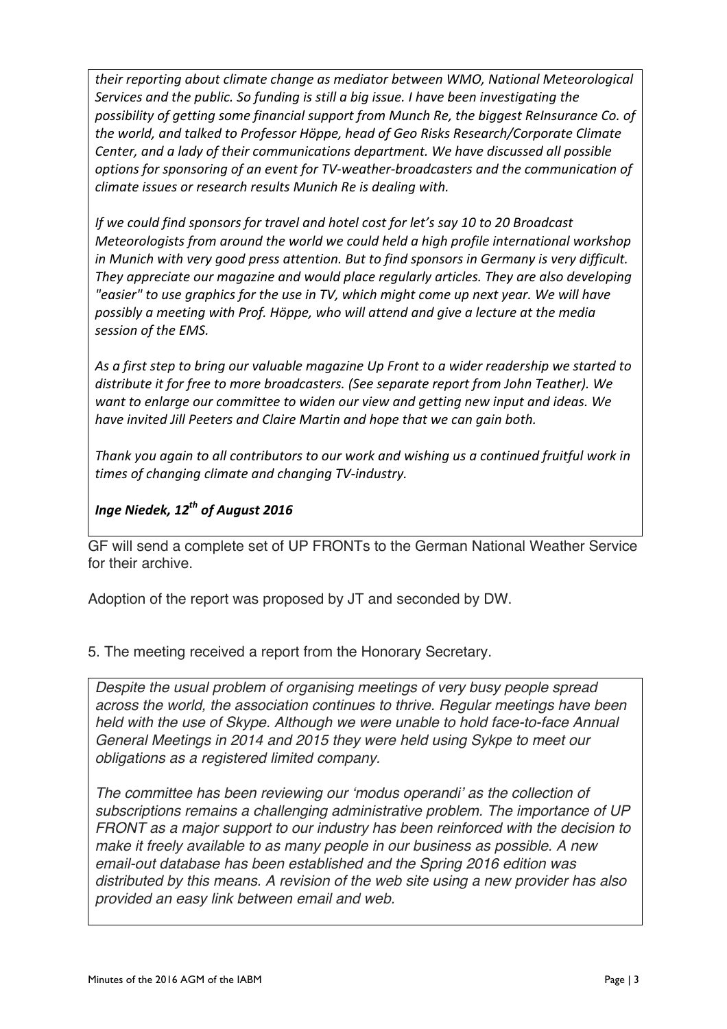*their reporting about climate change as mediator between WMO, National Meteorological Services and the public. So funding is still a big issue. I have been investigating the possibility of getting some financial support from Munch Re, the biggest ReInsurance Co. of the world, and talked to Professor Höppe, head of Geo Risks Research/Corporate Climate Center, and a lady of their communications department. We have discussed all possible options for sponsoring of an event for TV-weather-broadcasters and the communication of climate issues or research results Munich Re is dealing with.*

*If we could find sponsors for travel and hotel cost for let's say 10 to 20 Broadcast Meteorologists from around the world we could held a high profile international workshop in Munich with very good press attention. But to find sponsors in Germany is very difficult. They appreciate our magazine and would place regularly articles. They are also developing "easier" to use graphics for the use in TV, which might come up next year. We will have possibly a meeting with Prof. Höppe, who will attend and give a lecture at the media session of the EMS.*

*As a first step to bring our valuable magazine Up Front to a wider readership we started to distribute it for free to more broadcasters. (See separate report from John Teather). We want to enlarge our committee to widen our view and getting new input and ideas. We have invited Jill Peeters and Claire Martin and hope that we can gain both.*

*Thank you again to all contributors to our work and wishing us a continued fruitful work in times of changing climate and changing TV-industry.*

***Inge Niedek, 12th of August 2016***

GF will send a complete set of UP FRONTs to the German National Weather Service for their archive.

Adoption of the report was proposed by JT and seconded by DW.

5. The meeting received a report from the Honorary Secretary.

*Despite the usual problem of organising meetings of very busy people spread across the world, the association continues to thrive. Regular meetings have been held with the use of Skype. Although we were unable to hold face-to-face Annual General Meetings in 2014 and 2015 they were held using Sykpe to meet our obligations as a registered limited company.*

*The committee has been reviewing our 'modus operandi' as the collection of subscriptions remains a challenging administrative problem. The importance of UP FRONT as a major support to our industry has been reinforced with the decision to make it freely available to as many people in our business as possible. A new email-out database has been established and the Spring 2016 edition was distributed by this means. A revision of the web site using a new provider has also provided an easy link between email and web.*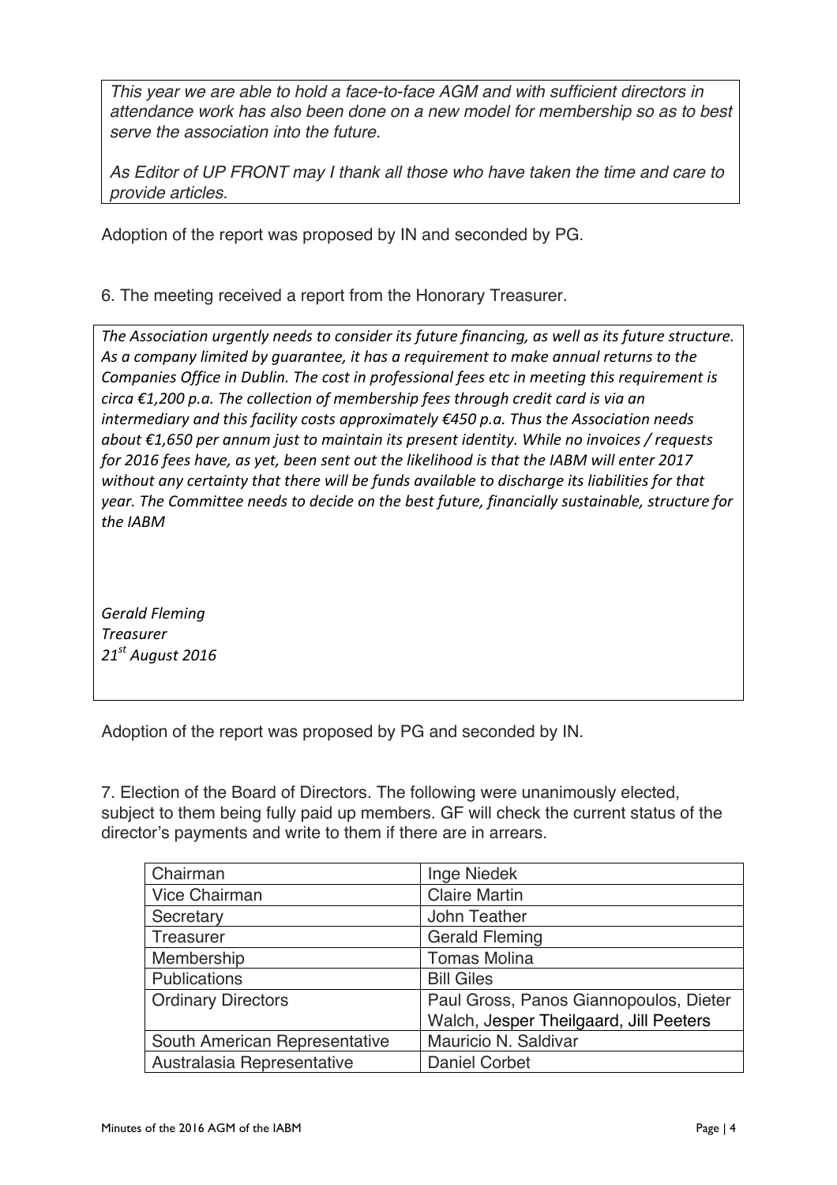*This year we are able to hold a face-to-face AGM and with sufficient directors in attendance work has also been done on a new model for membership so as to best serve the association into the future.*

*As Editor of UP FRONT may I thank all those who have taken the time and care to provide articles.*

Adoption of the report was proposed by IN and seconded by PG.

6. The meeting received a report from the Honorary Treasurer.

*The Association urgently needs to consider its future financing, as well as its future structure. As a company limited by guarantee, it has a requirement to make annual returns to the Companies Office in Dublin. The cost in professional fees etc in meeting this requirement is circa €1,200 p.a. The collection of membership fees through credit card is via an intermediary and this facility costs approximately €450 p.a. Thus the Association needs about €1,650 per annum just to maintain its present identity. While no invoices / requests for 2016 fees have, as yet, been sent out the likelihood is that the IABM will enter 2017 without any certainty that there will be funds available to discharge its liabilities for that year. The Committee needs to decide on the best future, financially sustainable, structure for the IABM*

*Gerald Fleming*
*Treasurer*
*21st August 2016*

Adoption of the report was proposed by PG and seconded by IN.

7. Election of the Board of Directors. The following were unanimously elected, subject to them being fully paid up members. GF will check the current status of the director's payments and write to them if there are in arrears.

| Chairman | Inge Niedek |
|---|---|
| Vice Chairman | Claire Martin |
| Secretary | John Teather |
| Treasurer | Gerald Fleming |
| Membership | Tomas Molina |
| Publications | Bill Giles |
| Ordinary Directors | Paul Gross, Panos Giannopoulos, Dieter Walch, Jesper Theilgaard, Jill Peeters |
| South American Representative | Mauricio N. Saldivar |
| Australasia Representative | Daniel Corbet |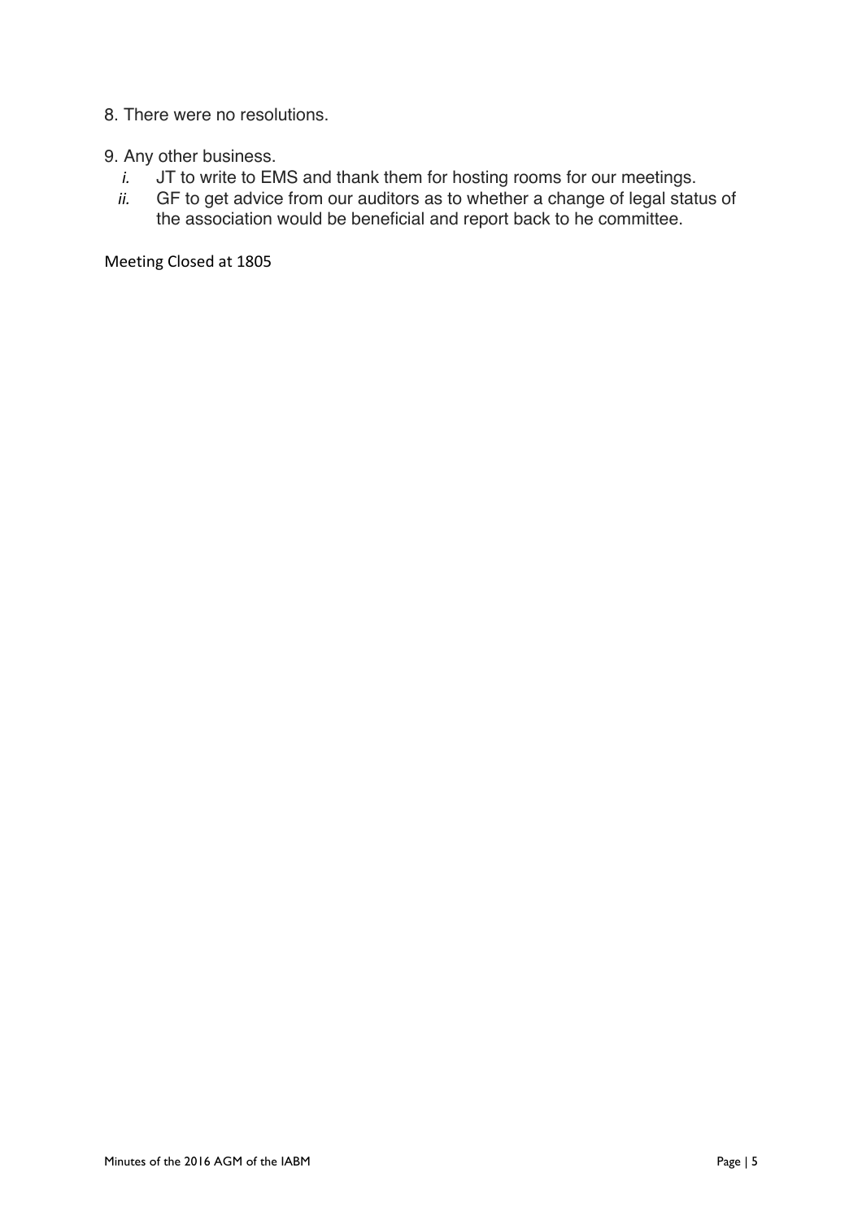8. There were no resolutions.

9. Any other business.
   *i.* JT to write to EMS and thank them for hosting rooms for our meetings.
   *ii.* GF to get advice from our auditors as to whether a change of legal status of the association would be beneficial and report back to he committee.

Meeting Closed at 1805